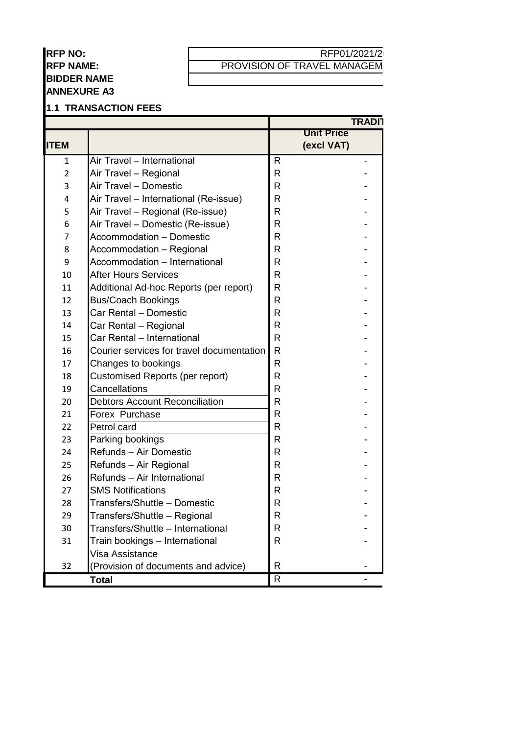**RFP NO:** RFP01/2021/2

**RFP NAME:** PROVISION OF TRAVEL MANAGEM

**BIDDER NAME**

**ANNEXURE A3**

## 1.1 TRANSACTION FEES

| | | TRADI | |
|---|---|---|---|
| **ITEM** | | **Unit Price (excl VAT)** | |
| 1 | Air Travel – International | R | - |
| 2 | Air Travel – Regional | R | - |
| 3 | Air Travel – Domestic | R | - |
| 4 | Air Travel – International (Re-issue) | R | - |
| 5 | Air Travel – Regional (Re-issue) | R | - |
| 6 | Air Travel – Domestic (Re-issue) | R | - |
| 7 | Accommodation – Domestic | R | - |
| 8 | Accommodation – Regional | R | - |
| 9 | Accommodation – International | R | - |
| 10 | After Hours Services | R | - |
| 11 | Additional Ad-hoc Reports (per report) | R | - |
| 12 | Bus/Coach Bookings | R | - |
| 13 | Car Rental – Domestic | R | - |
| 14 | Car Rental – Regional | R | - |
| 15 | Car Rental – International | R | - |
| 16 | Courier services for travel documentation | R | - |
| 17 | Changes to bookings | R | - |
| 18 | Customised Reports (per report) | R | - |
| 19 | Cancellations | R | - |
| 20 | Debtors Account Reconciliation | R | - |
| 21 | Forex Purchase | R | - |
| 22 | Petrol card | R | - |
| 23 | Parking bookings | R | - |
| 24 | Refunds – Air Domestic | R | - |
| 25 | Refunds – Air Regional | R | - |
| 26 | Refunds – Air International | R | - |
| 27 | SMS Notifications | R | - |
| 28 | Transfers/Shuttle – Domestic | R | - |
| 29 | Transfers/Shuttle – Regional | R | - |
| 30 | Transfers/Shuttle – International | R | - |
| 31 | Train bookings – International | R | - |
| 32 | Visa Assistance (Provision of documents and advice) | R | - |
| | **Total** | R | - |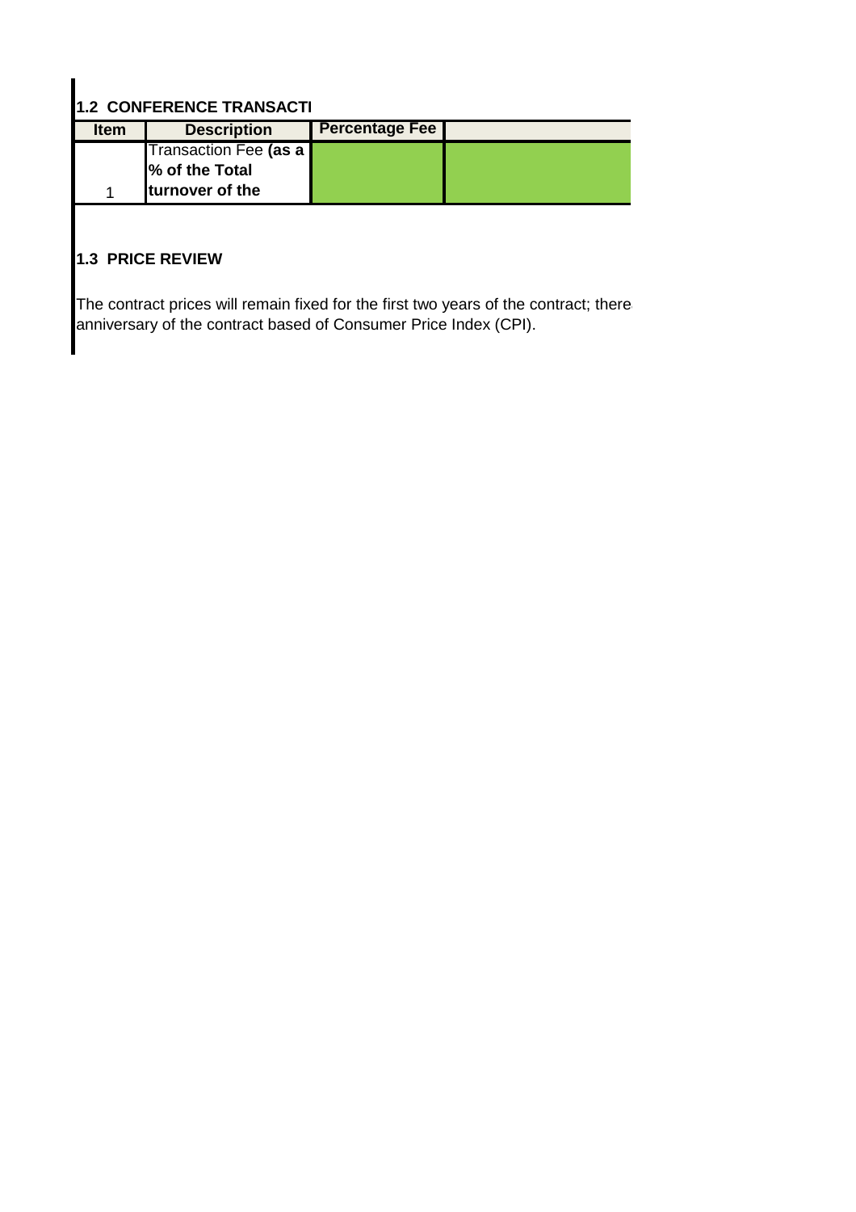### 1.2 CONFERENCE TRANSACTI

| Item | Description | Percentage Fee | |
|---|---|---|---|
| 1 | Transaction Fee **(as a % of the Total turnover of the** | | |

### 1.3 PRICE REVIEW

The contract prices will remain fixed for the first two years of the contract; there anniversary of the contract based of Consumer Price Index (CPI).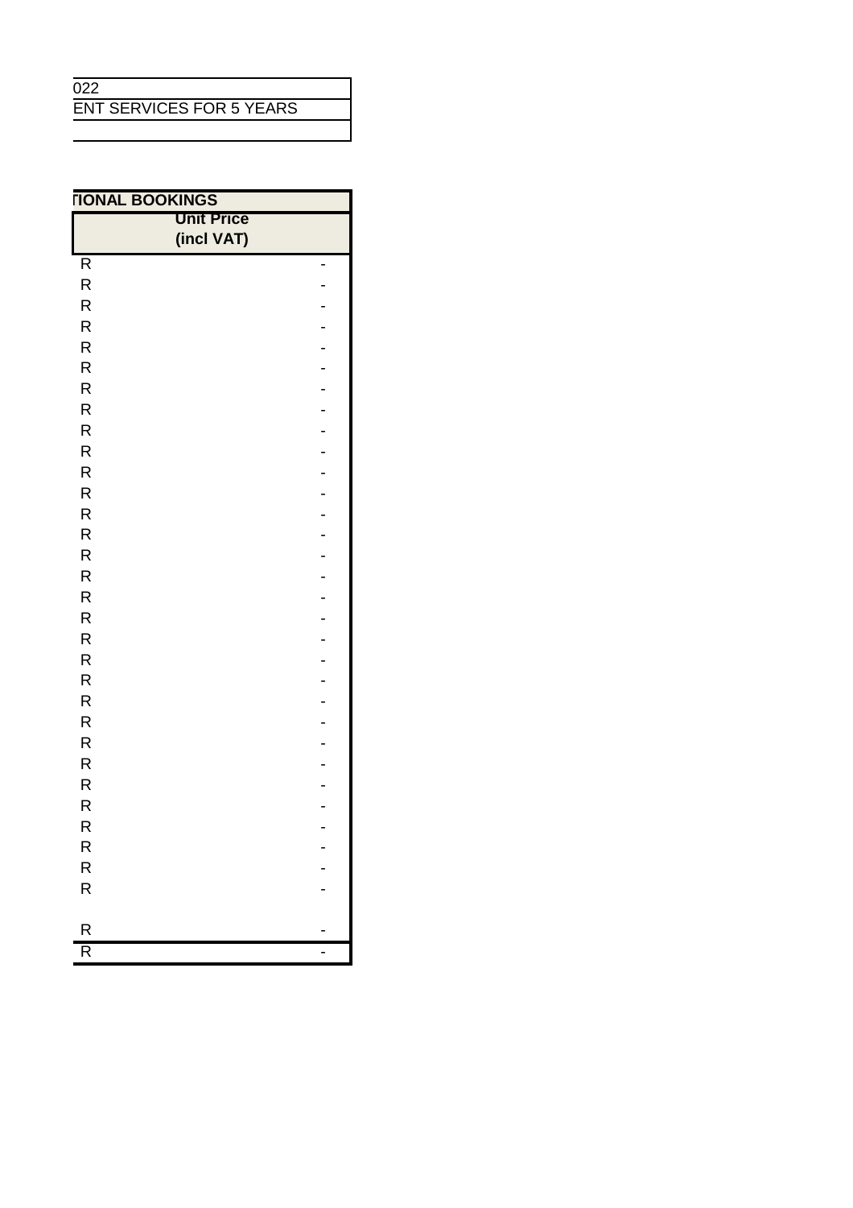| 022 |
|---|
| ENT SERVICES FOR 5 YEARS |
| |

| TIONAL BOOKINGS | |
|---|---|
| **Unit Price (incl VAT)** | |
| R | - |
| R | - |
| R | - |
| R | - |
| R | - |
| R | - |
| R | - |
| R | - |
| R | - |
| R | - |
| R | - |
| R | - |
| R | - |
| R | - |
| R | - |
| R | - |
| R | - |
| R | - |
| R | - |
| R | - |
| R | - |
| R | - |
| R | - |
| R | - |
| R | - |
| R | - |
| R | - |
| R | - |
| R | - |
| R | - |
| R | - |
| | |
| R | - |
| R | - |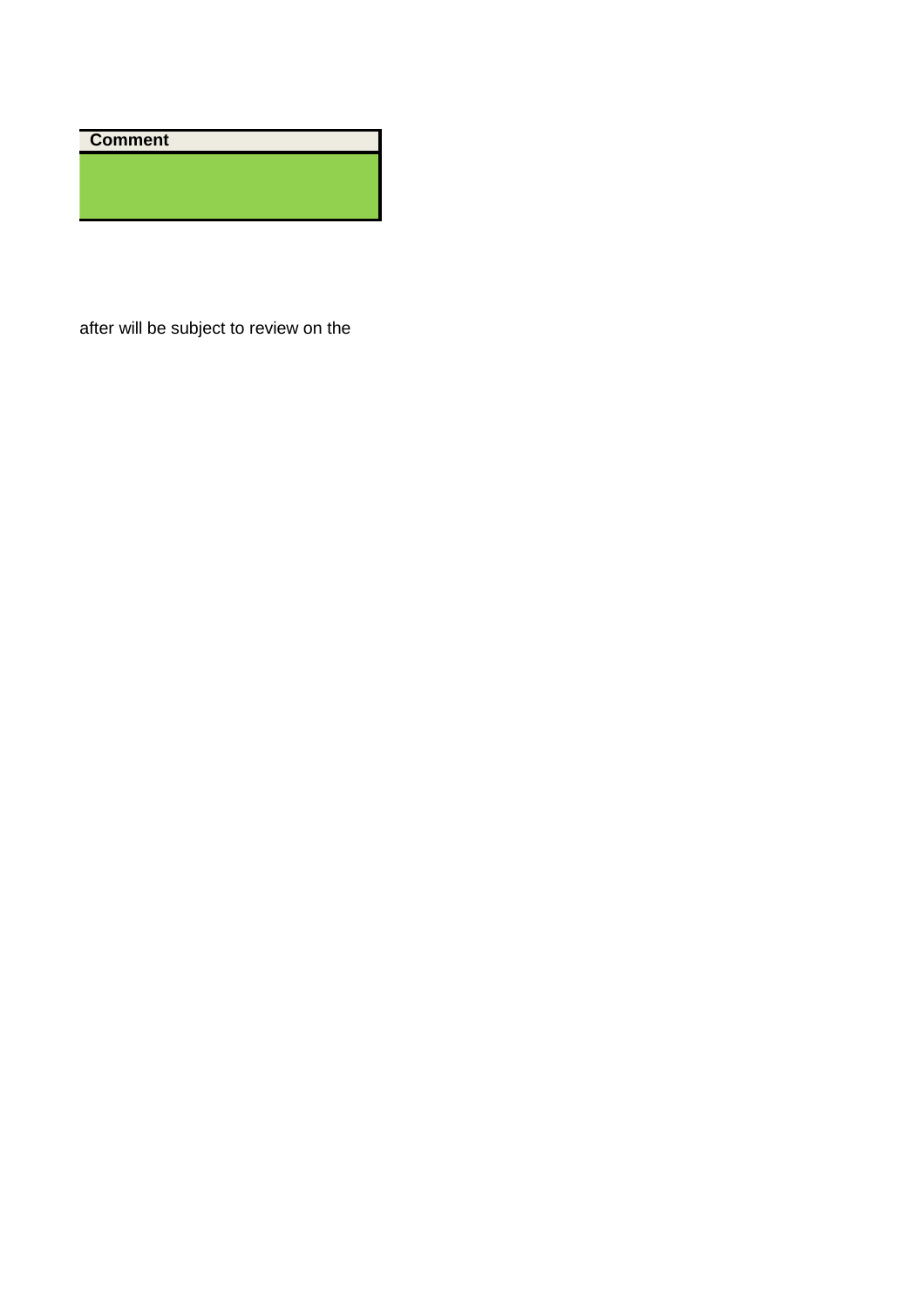| Comment |
|---|
| |

after will be subject to review on the